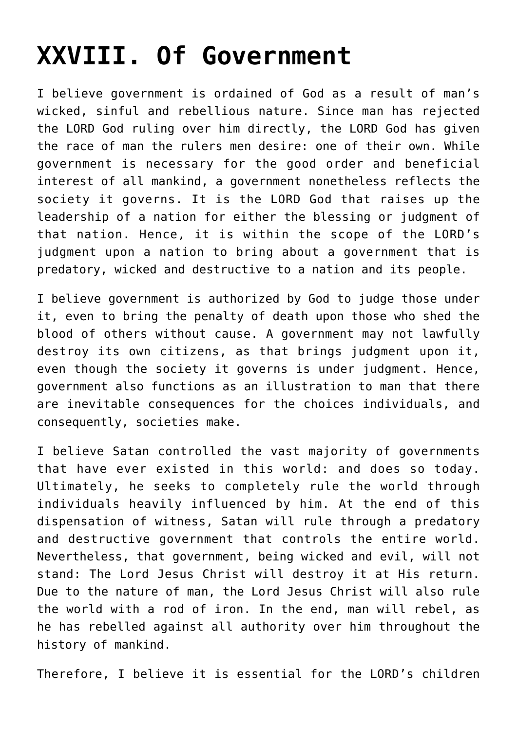# XXVIII. Of Government

I believe government is ordained of God as a result of man's wicked, sinful and rebellious nature. Since man has rejected the LORD God ruling over him directly, the LORD God has given the race of man the rulers men desire: one of their own. While government is necessary for the good order and beneficial interest of all mankind, a government nonetheless reflects the society it governs. It is the LORD God that raises up the leadership of a nation for either the blessing or judgment of that nation. Hence, it is within the scope of the LORD's judgment upon a nation to bring about a government that is predatory, wicked and destructive to a nation and its people.

I believe government is authorized by God to judge those under it, even to bring the penalty of death upon those who shed the blood of others without cause. A government may not lawfully destroy its own citizens, as that brings judgment upon it, even though the society it governs is under judgment. Hence, government also functions as an illustration to man that there are inevitable consequences for the choices individuals, and consequently, societies make.

I believe Satan controlled the vast majority of governments that have ever existed in this world: and does so today. Ultimately, he seeks to completely rule the world through individuals heavily influenced by him. At the end of this dispensation of witness, Satan will rule through a predatory and destructive government that controls the entire world. Nevertheless, that government, being wicked and evil, will not stand: The Lord Jesus Christ will destroy it at His return. Due to the nature of man, the Lord Jesus Christ will also rule the world with a rod of iron. In the end, man will rebel, as he has rebelled against all authority over him throughout the history of mankind.

Therefore, I believe it is essential for the LORD's children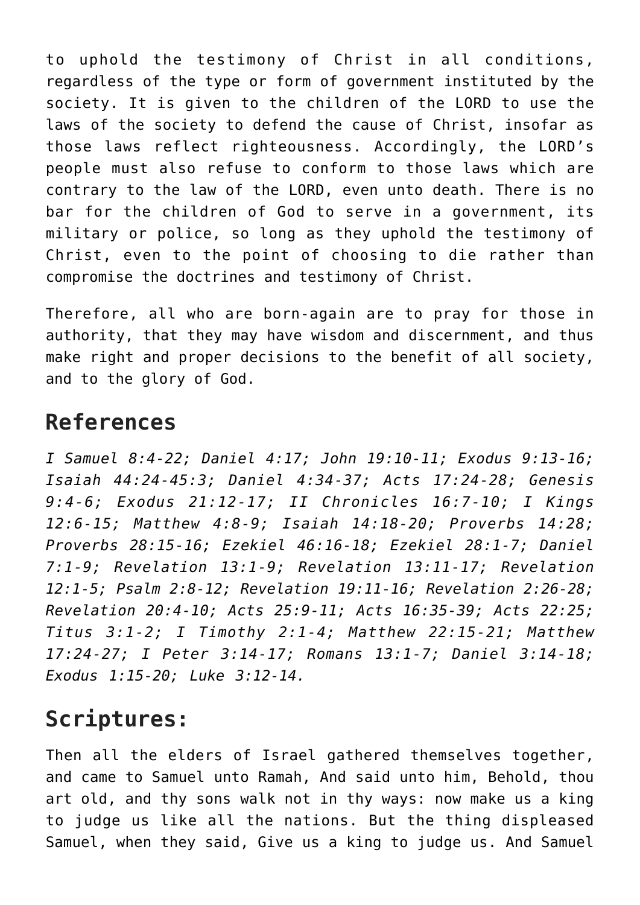to uphold the testimony of Christ in all conditions, regardless of the type or form of government instituted by the society. It is given to the children of the LORD to use the laws of the society to defend the cause of Christ, insofar as those laws reflect righteousness. Accordingly, the LORD's people must also refuse to conform to those laws which are contrary to the law of the LORD, even unto death. There is no bar for the children of God to serve in a government, its military or police, so long as they uphold the testimony of Christ, even to the point of choosing to die rather than compromise the doctrines and testimony of Christ.

Therefore, all who are born-again are to pray for those in authority, that they may have wisdom and discernment, and thus make right and proper decisions to the benefit of all society, and to the glory of God.

## References

*I Samuel 8:4-22; Daniel 4:17; John 19:10-11; Exodus 9:13-16; Isaiah 44:24-45:3; Daniel 4:34-37; Acts 17:24-28; Genesis 9:4-6; Exodus 21:12-17; II Chronicles 16:7-10; I Kings 12:6-15; Matthew 4:8-9; Isaiah 14:18-20; Proverbs 14:28; Proverbs 28:15-16; Ezekiel 46:16-18; Ezekiel 28:1-7; Daniel 7:1-9; Revelation 13:1-9; Revelation 13:11-17; Revelation 12:1-5; Psalm 2:8-12; Revelation 19:11-16; Revelation 2:26-28; Revelation 20:4-10; Acts 25:9-11; Acts 16:35-39; Acts 22:25; Titus 3:1-2; I Timothy 2:1-4; Matthew 22:15-21; Matthew 17:24-27; I Peter 3:14-17; Romans 13:1-7; Daniel 3:14-18; Exodus 1:15-20; Luke 3:12-14.*

## Scriptures:

Then all the elders of Israel gathered themselves together, and came to Samuel unto Ramah, And said unto him, Behold, thou art old, and thy sons walk not in thy ways: now make us a king to judge us like all the nations. But the thing displeased Samuel, when they said, Give us a king to judge us. And Samuel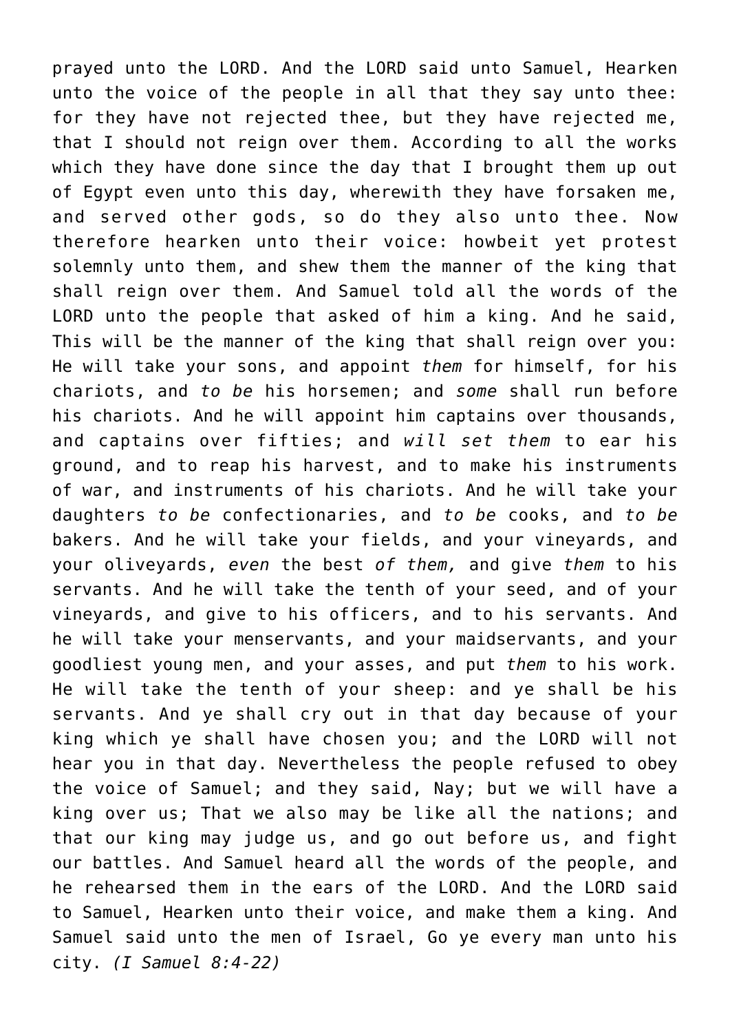prayed unto the LORD. And the LORD said unto Samuel, Hearken unto the voice of the people in all that they say unto thee: for they have not rejected thee, but they have rejected me, that I should not reign over them. According to all the works which they have done since the day that I brought them up out of Egypt even unto this day, wherewith they have forsaken me, and served other gods, so do they also unto thee. Now therefore hearken unto their voice: howbeit yet protest solemnly unto them, and shew them the manner of the king that shall reign over them. And Samuel told all the words of the LORD unto the people that asked of him a king. And he said, This will be the manner of the king that shall reign over you: He will take your sons, and appoint *them* for himself, for his chariots, and *to be* his horsemen; and *some* shall run before his chariots. And he will appoint him captains over thousands, and captains over fifties; and *will set them* to ear his ground, and to reap his harvest, and to make his instruments of war, and instruments of his chariots. And he will take your daughters *to be* confectionaries, and *to be* cooks, and *to be* bakers. And he will take your fields, and your vineyards, and your oliveyards, *even* the best *of them,* and give *them* to his servants. And he will take the tenth of your seed, and of your vineyards, and give to his officers, and to his servants. And he will take your menservants, and your maidservants, and your goodliest young men, and your asses, and put *them* to his work. He will take the tenth of your sheep: and ye shall be his servants. And ye shall cry out in that day because of your king which ye shall have chosen you; and the LORD will not hear you in that day. Nevertheless the people refused to obey the voice of Samuel; and they said, Nay; but we will have a king over us; That we also may be like all the nations; and that our king may judge us, and go out before us, and fight our battles. And Samuel heard all the words of the people, and he rehearsed them in the ears of the LORD. And the LORD said to Samuel, Hearken unto their voice, and make them a king. And Samuel said unto the men of Israel, Go ye every man unto his city. *(I Samuel 8:4-22)*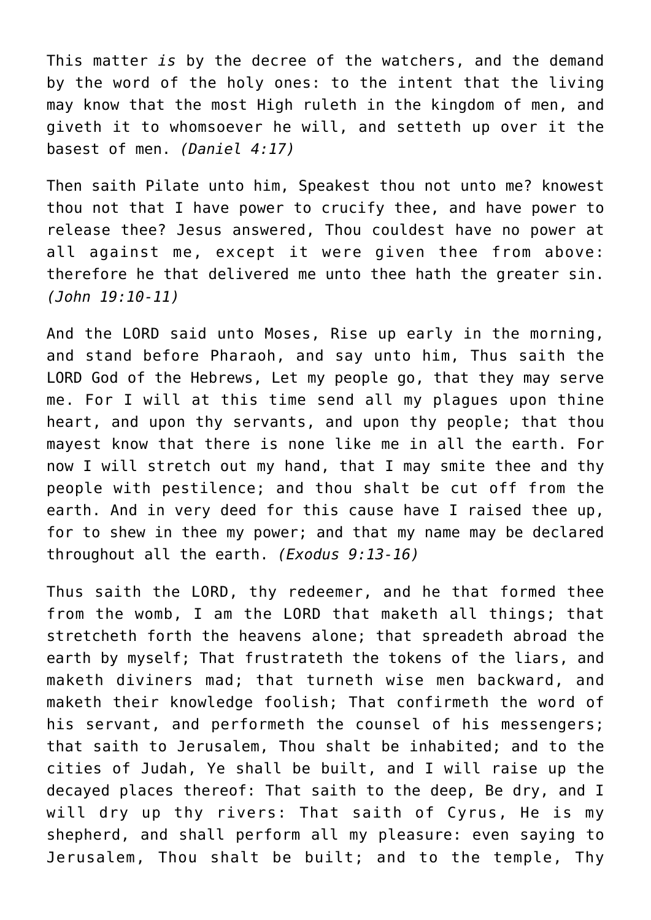This matter *is* by the decree of the watchers, and the demand by the word of the holy ones: to the intent that the living may know that the most High ruleth in the kingdom of men, and giveth it to whomsoever he will, and setteth up over it the basest of men. *(Daniel 4:17)*

Then saith Pilate unto him, Speakest thou not unto me? knowest thou not that I have power to crucify thee, and have power to release thee? Jesus answered, Thou couldest have no power at all against me, except it were given thee from above: therefore he that delivered me unto thee hath the greater sin. *(John 19:10-11)*

And the LORD said unto Moses, Rise up early in the morning, and stand before Pharaoh, and say unto him, Thus saith the LORD God of the Hebrews, Let my people go, that they may serve me. For I will at this time send all my plagues upon thine heart, and upon thy servants, and upon thy people; that thou mayest know that there is none like me in all the earth. For now I will stretch out my hand, that I may smite thee and thy people with pestilence; and thou shalt be cut off from the earth. And in very deed for this cause have I raised thee up, for to shew in thee my power; and that my name may be declared throughout all the earth. *(Exodus 9:13-16)*

Thus saith the LORD, thy redeemer, and he that formed thee from the womb, I am the LORD that maketh all things; that stretcheth forth the heavens alone; that spreadeth abroad the earth by myself; That frustrateth the tokens of the liars, and maketh diviners mad; that turneth wise men backward, and maketh their knowledge foolish; That confirmeth the word of his servant, and performeth the counsel of his messengers; that saith to Jerusalem, Thou shalt be inhabited; and to the cities of Judah, Ye shall be built, and I will raise up the decayed places thereof: That saith to the deep, Be dry, and I will dry up thy rivers: That saith of Cyrus, He is my shepherd, and shall perform all my pleasure: even saying to Jerusalem, Thou shalt be built; and to the temple, Thy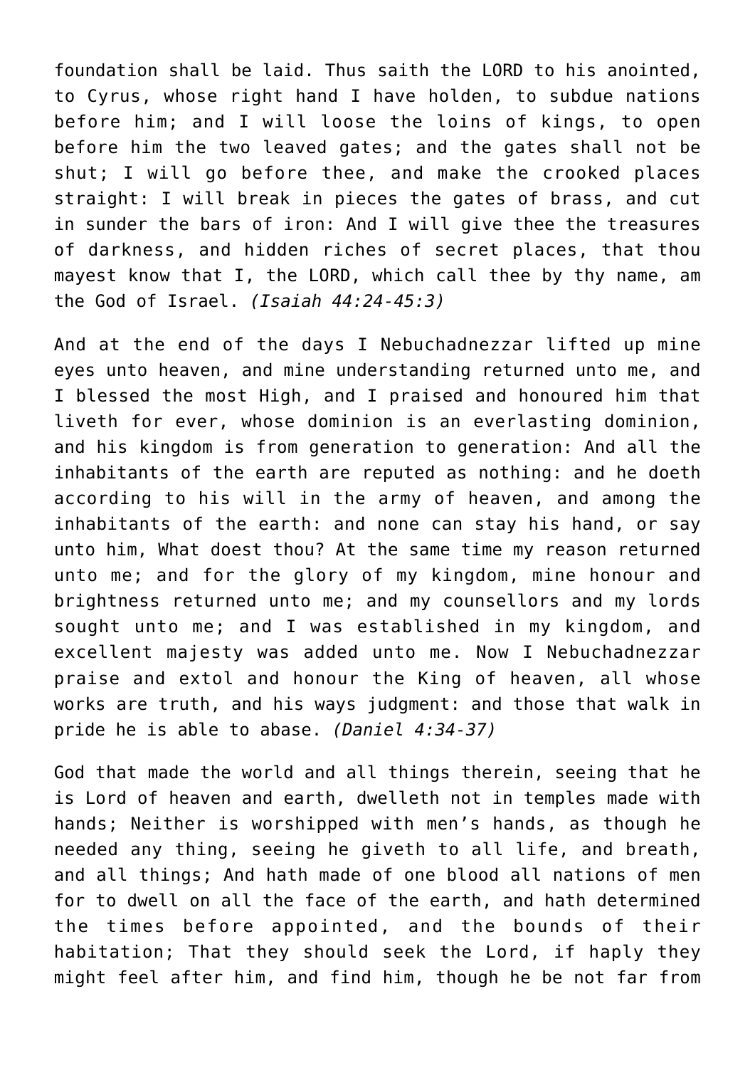foundation shall be laid. Thus saith the LORD to his anointed, to Cyrus, whose right hand I have holden, to subdue nations before him; and I will loose the loins of kings, to open before him the two leaved gates; and the gates shall not be shut; I will go before thee, and make the crooked places straight: I will break in pieces the gates of brass, and cut in sunder the bars of iron: And I will give thee the treasures of darkness, and hidden riches of secret places, that thou mayest know that I, the LORD, which call thee by thy name, am the God of Israel. *(Isaiah 44:24-45:3)*

And at the end of the days I Nebuchadnezzar lifted up mine eyes unto heaven, and mine understanding returned unto me, and I blessed the most High, and I praised and honoured him that liveth for ever, whose dominion is an everlasting dominion, and his kingdom is from generation to generation: And all the inhabitants of the earth are reputed as nothing: and he doeth according to his will in the army of heaven, and among the inhabitants of the earth: and none can stay his hand, or say unto him, What doest thou? At the same time my reason returned unto me; and for the glory of my kingdom, mine honour and brightness returned unto me; and my counsellors and my lords sought unto me; and I was established in my kingdom, and excellent majesty was added unto me. Now I Nebuchadnezzar praise and extol and honour the King of heaven, all whose works are truth, and his ways judgment: and those that walk in pride he is able to abase. *(Daniel 4:34-37)*

God that made the world and all things therein, seeing that he is Lord of heaven and earth, dwelleth not in temples made with hands; Neither is worshipped with men's hands, as though he needed any thing, seeing he giveth to all life, and breath, and all things; And hath made of one blood all nations of men for to dwell on all the face of the earth, and hath determined the times before appointed, and the bounds of their habitation; That they should seek the Lord, if haply they might feel after him, and find him, though he be not far from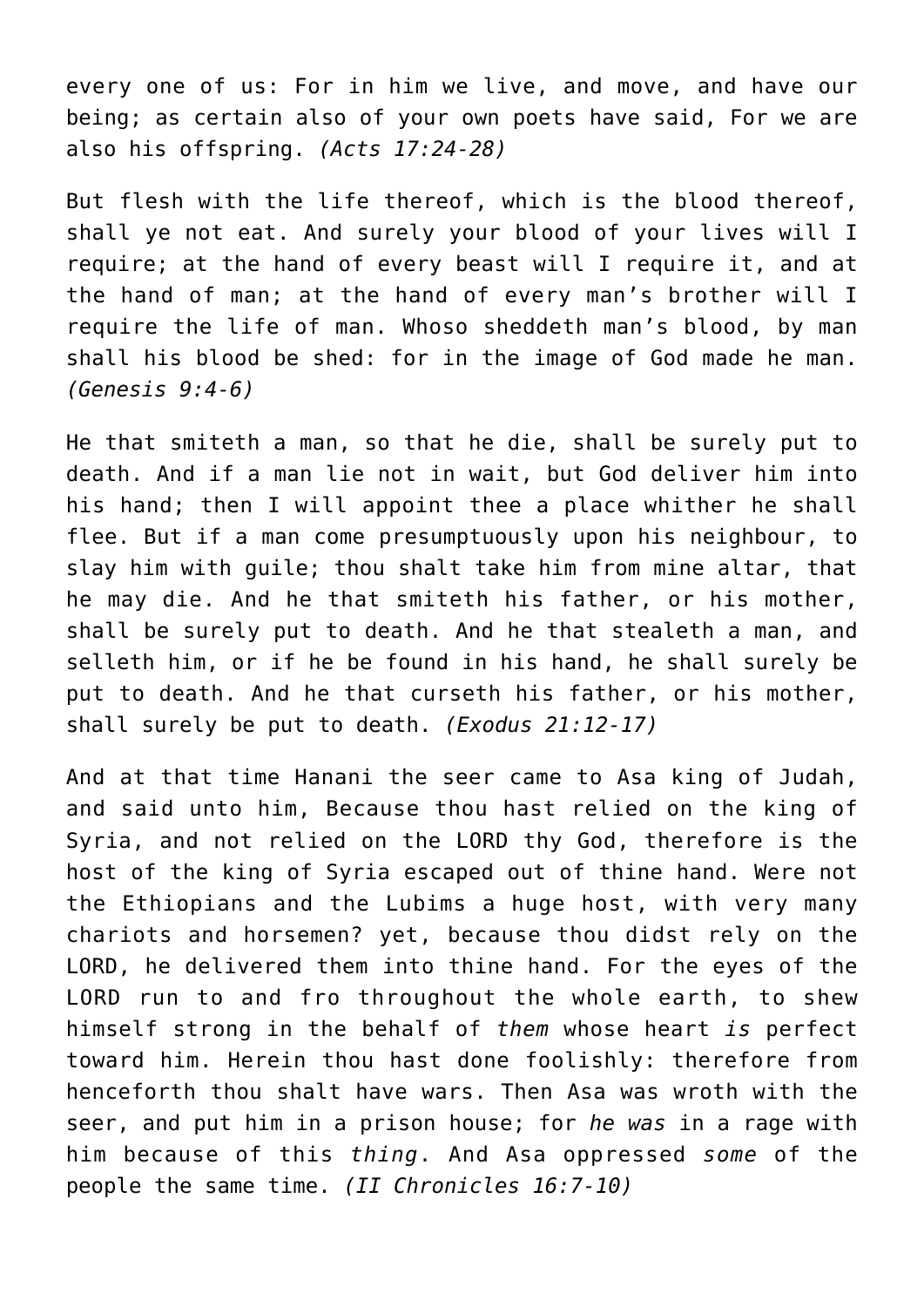every one of us: For in him we live, and move, and have our being; as certain also of your own poets have said, For we are also his offspring. *(Acts 17:24-28)*

But flesh with the life thereof, which is the blood thereof, shall ye not eat. And surely your blood of your lives will I require; at the hand of every beast will I require it, and at the hand of man; at the hand of every man's brother will I require the life of man. Whoso sheddeth man's blood, by man shall his blood be shed: for in the image of God made he man. *(Genesis 9:4-6)*

He that smiteth a man, so that he die, shall be surely put to death. And if a man lie not in wait, but God deliver him into his hand; then I will appoint thee a place whither he shall flee. But if a man come presumptuously upon his neighbour, to slay him with guile; thou shalt take him from mine altar, that he may die. And he that smiteth his father, or his mother, shall be surely put to death. And he that stealeth a man, and selleth him, or if he be found in his hand, he shall surely be put to death. And he that curseth his father, or his mother, shall surely be put to death. *(Exodus 21:12-17)*

And at that time Hanani the seer came to Asa king of Judah, and said unto him, Because thou hast relied on the king of Syria, and not relied on the LORD thy God, therefore is the host of the king of Syria escaped out of thine hand. Were not the Ethiopians and the Lubims a huge host, with very many chariots and horsemen? yet, because thou didst rely on the LORD, he delivered them into thine hand. For the eyes of the LORD run to and fro throughout the whole earth, to shew himself strong in the behalf of *them* whose heart *is* perfect toward him. Herein thou hast done foolishly: therefore from henceforth thou shalt have wars. Then Asa was wroth with the seer, and put him in a prison house; for *he was* in a rage with him because of this *thing*. And Asa oppressed *some* of the people the same time. *(II Chronicles 16:7-10)*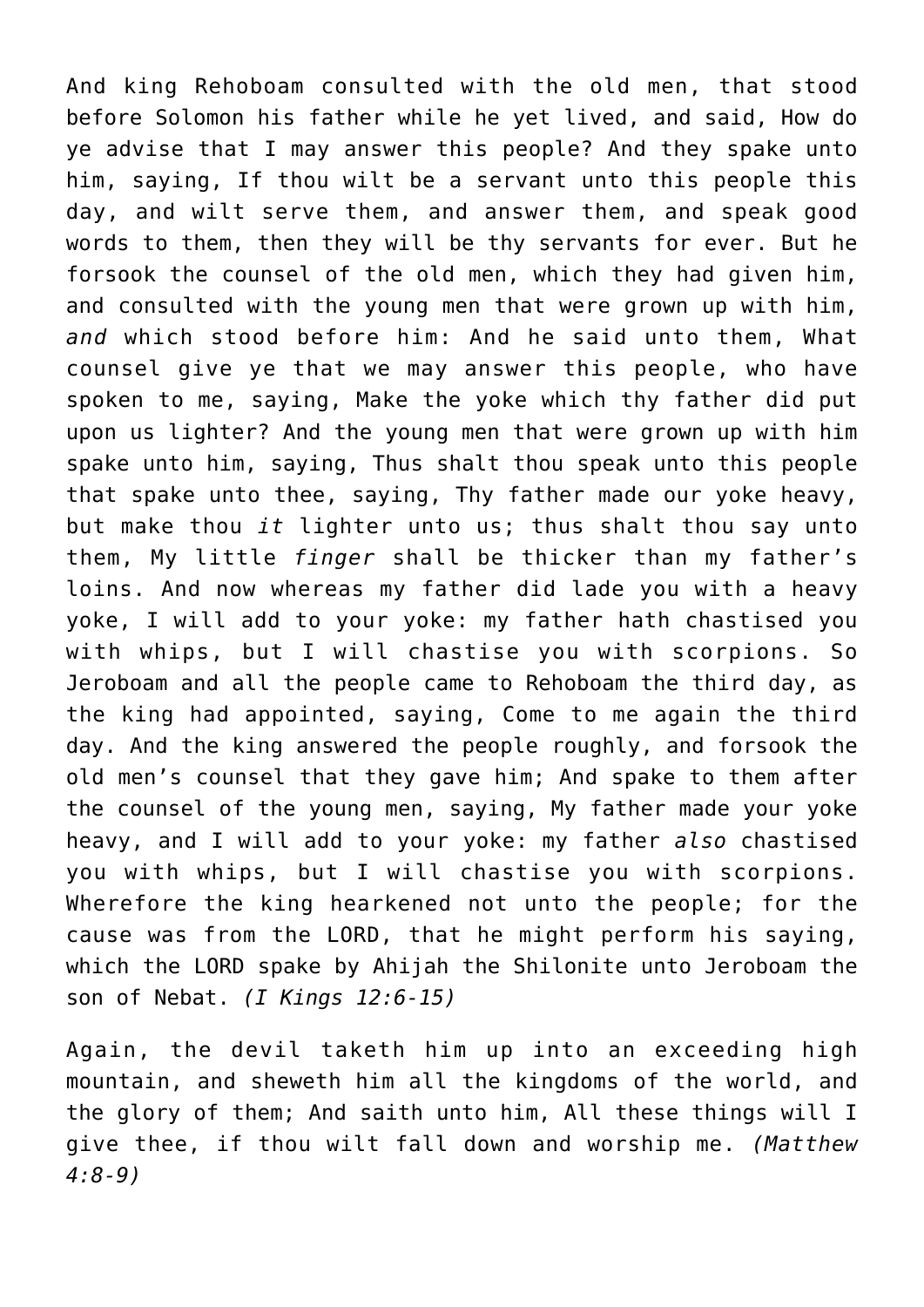And king Rehoboam consulted with the old men, that stood before Solomon his father while he yet lived, and said, How do ye advise that I may answer this people? And they spake unto him, saying, If thou wilt be a servant unto this people this day, and wilt serve them, and answer them, and speak good words to them, then they will be thy servants for ever. But he forsook the counsel of the old men, which they had given him, and consulted with the young men that were grown up with him, *and* which stood before him: And he said unto them, What counsel give ye that we may answer this people, who have spoken to me, saying, Make the yoke which thy father did put upon us lighter? And the young men that were grown up with him spake unto him, saying, Thus shalt thou speak unto this people that spake unto thee, saying, Thy father made our yoke heavy, but make thou *it* lighter unto us; thus shalt thou say unto them, My little *finger* shall be thicker than my father's loins. And now whereas my father did lade you with a heavy yoke, I will add to your yoke: my father hath chastised you with whips, but I will chastise you with scorpions. So Jeroboam and all the people came to Rehoboam the third day, as the king had appointed, saying, Come to me again the third day. And the king answered the people roughly, and forsook the old men's counsel that they gave him; And spake to them after the counsel of the young men, saying, My father made your yoke heavy, and I will add to your yoke: my father *also* chastised you with whips, but I will chastise you with scorpions. Wherefore the king hearkened not unto the people; for the cause was from the LORD, that he might perform his saying, which the LORD spake by Ahijah the Shilonite unto Jeroboam the son of Nebat. *(I Kings 12:6-15)*

Again, the devil taketh him up into an exceeding high mountain, and sheweth him all the kingdoms of the world, and the glory of them; And saith unto him, All these things will I give thee, if thou wilt fall down and worship me. *(Matthew 4:8-9)*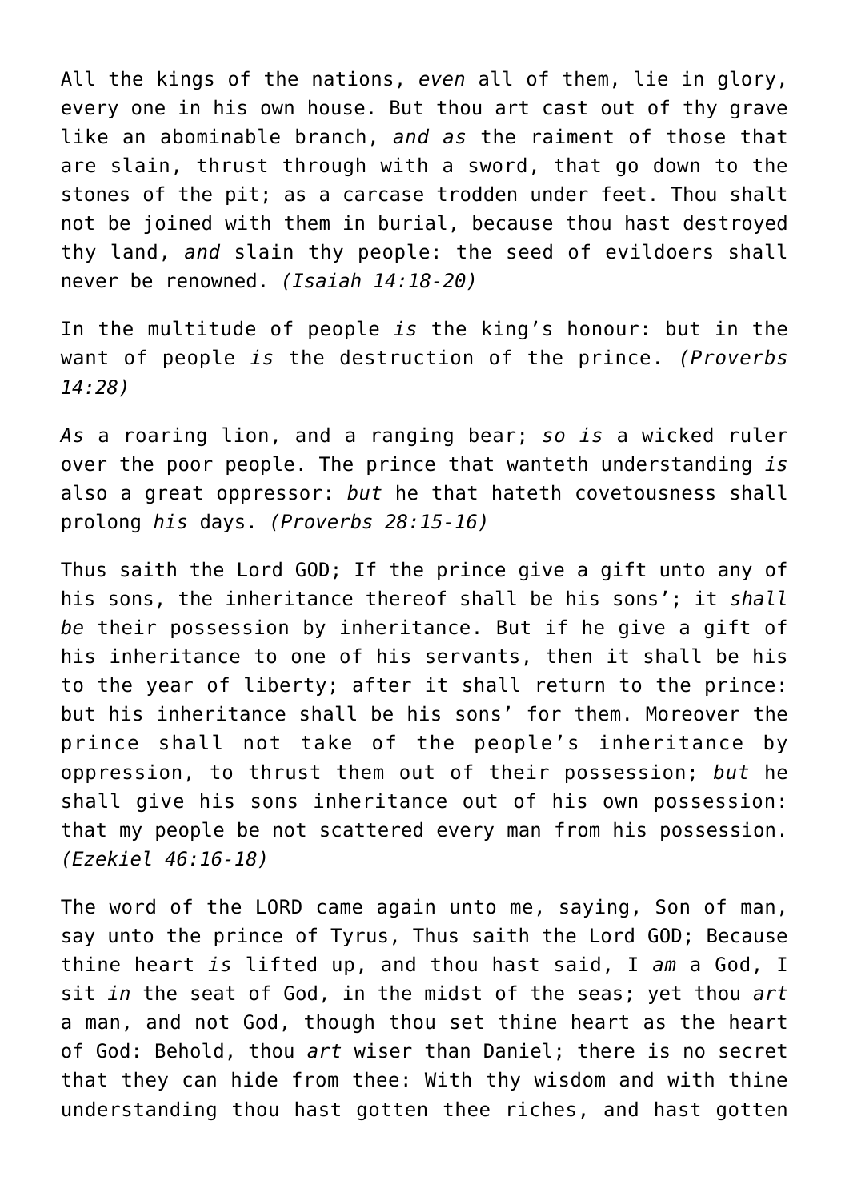All the kings of the nations, *even* all of them, lie in glory, every one in his own house. But thou art cast out of thy grave like an abominable branch, *and as* the raiment of those that are slain, thrust through with a sword, that go down to the stones of the pit; as a carcase trodden under feet. Thou shalt not be joined with them in burial, because thou hast destroyed thy land, *and* slain thy people: the seed of evildoers shall never be renowned. *(Isaiah 14:18-20)*

In the multitude of people *is* the king's honour: but in the want of people *is* the destruction of the prince. *(Proverbs 14:28)*

*As* a roaring lion, and a ranging bear; *so is* a wicked ruler over the poor people. The prince that wanteth understanding *is* also a great oppressor: *but* he that hateth covetousness shall prolong *his* days. *(Proverbs 28:15-16)*

Thus saith the Lord GOD; If the prince give a gift unto any of his sons, the inheritance thereof shall be his sons'; it *shall be* their possession by inheritance. But if he give a gift of his inheritance to one of his servants, then it shall be his to the year of liberty; after it shall return to the prince: but his inheritance shall be his sons' for them. Moreover the prince shall not take of the people's inheritance by oppression, to thrust them out of their possession; *but* he shall give his sons inheritance out of his own possession: that my people be not scattered every man from his possession. *(Ezekiel 46:16-18)*

The word of the LORD came again unto me, saying, Son of man, say unto the prince of Tyrus, Thus saith the Lord GOD; Because thine heart *is* lifted up, and thou hast said, I *am* a God, I sit *in* the seat of God, in the midst of the seas; yet thou *art* a man, and not God, though thou set thine heart as the heart of God: Behold, thou *art* wiser than Daniel; there is no secret that they can hide from thee: With thy wisdom and with thine understanding thou hast gotten thee riches, and hast gotten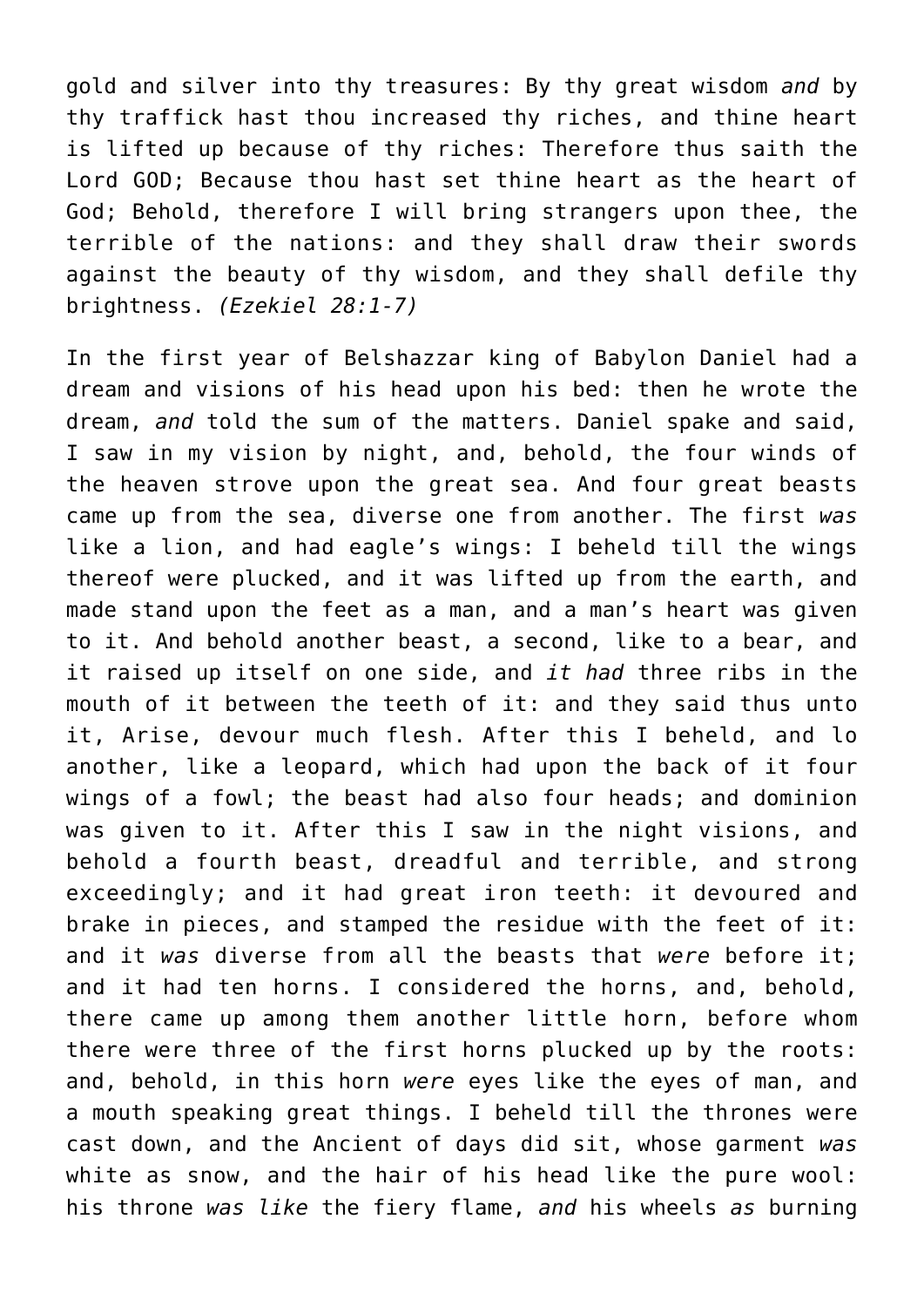gold and silver into thy treasures: By thy great wisdom *and* by thy traffick hast thou increased thy riches, and thine heart is lifted up because of thy riches: Therefore thus saith the Lord GOD; Because thou hast set thine heart as the heart of God; Behold, therefore I will bring strangers upon thee, the terrible of the nations: and they shall draw their swords against the beauty of thy wisdom, and they shall defile thy brightness. *(Ezekiel 28:1-7)*

In the first year of Belshazzar king of Babylon Daniel had a dream and visions of his head upon his bed: then he wrote the dream, *and* told the sum of the matters. Daniel spake and said, I saw in my vision by night, and, behold, the four winds of the heaven strove upon the great sea. And four great beasts came up from the sea, diverse one from another. The first *was* like a lion, and had eagle's wings: I beheld till the wings thereof were plucked, and it was lifted up from the earth, and made stand upon the feet as a man, and a man's heart was given to it. And behold another beast, a second, like to a bear, and it raised up itself on one side, and *it had* three ribs in the mouth of it between the teeth of it: and they said thus unto it, Arise, devour much flesh. After this I beheld, and lo another, like a leopard, which had upon the back of it four wings of a fowl; the beast had also four heads; and dominion was given to it. After this I saw in the night visions, and behold a fourth beast, dreadful and terrible, and strong exceedingly; and it had great iron teeth: it devoured and brake in pieces, and stamped the residue with the feet of it: and it *was* diverse from all the beasts that *were* before it; and it had ten horns. I considered the horns, and, behold, there came up among them another little horn, before whom there were three of the first horns plucked up by the roots: and, behold, in this horn *were* eyes like the eyes of man, and a mouth speaking great things. I beheld till the thrones were cast down, and the Ancient of days did sit, whose garment *was* white as snow, and the hair of his head like the pure wool: his throne *was like* the fiery flame, *and* his wheels *as* burning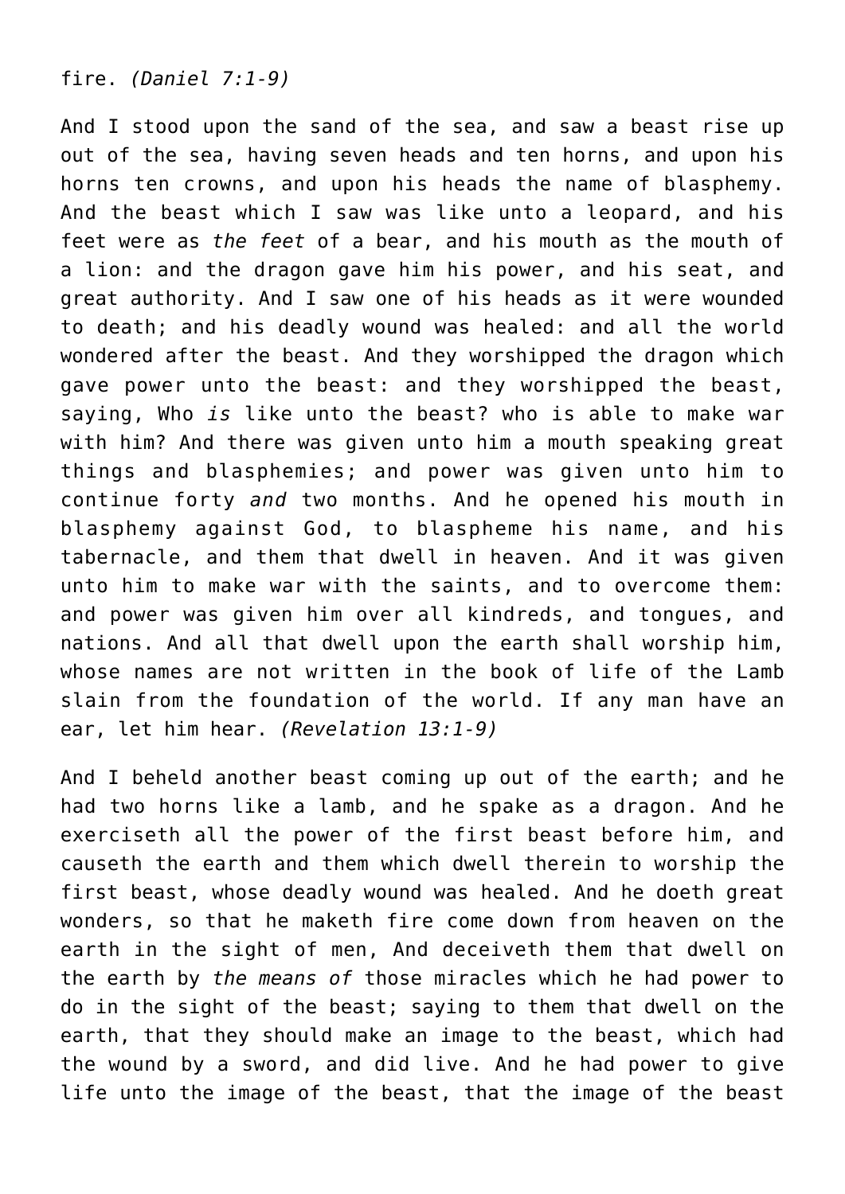fire. *(Daniel 7:1-9)*

And I stood upon the sand of the sea, and saw a beast rise up out of the sea, having seven heads and ten horns, and upon his horns ten crowns, and upon his heads the name of blasphemy. And the beast which I saw was like unto a leopard, and his feet were as *the feet* of a bear, and his mouth as the mouth of a lion: and the dragon gave him his power, and his seat, and great authority. And I saw one of his heads as it were wounded to death; and his deadly wound was healed: and all the world wondered after the beast. And they worshipped the dragon which gave power unto the beast: and they worshipped the beast, saying, Who *is* like unto the beast? who is able to make war with him? And there was given unto him a mouth speaking great things and blasphemies; and power was given unto him to continue forty *and* two months. And he opened his mouth in blasphemy against God, to blaspheme his name, and his tabernacle, and them that dwell in heaven. And it was given unto him to make war with the saints, and to overcome them: and power was given him over all kindreds, and tongues, and nations. And all that dwell upon the earth shall worship him, whose names are not written in the book of life of the Lamb slain from the foundation of the world. If any man have an ear, let him hear. *(Revelation 13:1-9)*

And I beheld another beast coming up out of the earth; and he had two horns like a lamb, and he spake as a dragon. And he exerciseth all the power of the first beast before him, and causeth the earth and them which dwell therein to worship the first beast, whose deadly wound was healed. And he doeth great wonders, so that he maketh fire come down from heaven on the earth in the sight of men, And deceiveth them that dwell on the earth by *the means of* those miracles which he had power to do in the sight of the beast; saying to them that dwell on the earth, that they should make an image to the beast, which had the wound by a sword, and did live. And he had power to give life unto the image of the beast, that the image of the beast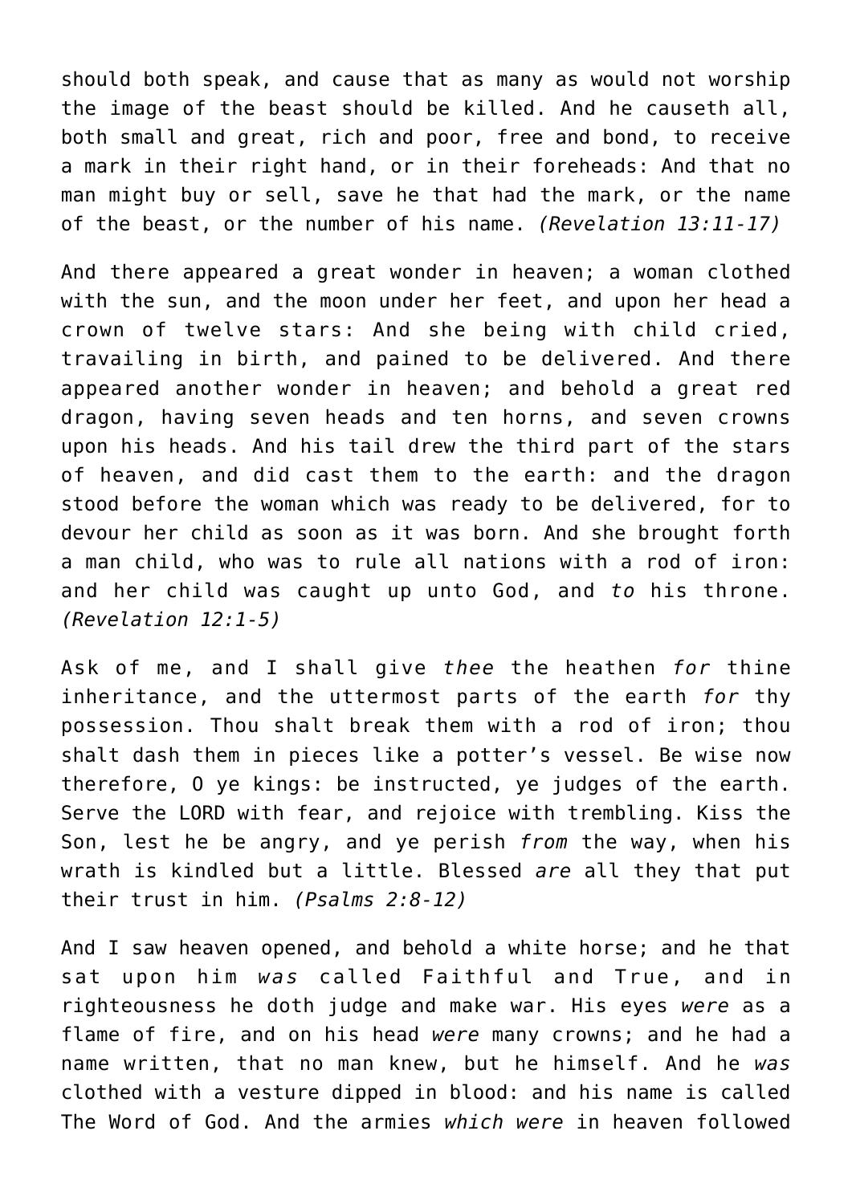should both speak, and cause that as many as would not worship the image of the beast should be killed. And he causeth all, both small and great, rich and poor, free and bond, to receive a mark in their right hand, or in their foreheads: And that no man might buy or sell, save he that had the mark, or the name of the beast, or the number of his name. *(Revelation 13:11-17)*

And there appeared a great wonder in heaven; a woman clothed with the sun, and the moon under her feet, and upon her head a crown of twelve stars: And she being with child cried, travailing in birth, and pained to be delivered. And there appeared another wonder in heaven; and behold a great red dragon, having seven heads and ten horns, and seven crowns upon his heads. And his tail drew the third part of the stars of heaven, and did cast them to the earth: and the dragon stood before the woman which was ready to be delivered, for to devour her child as soon as it was born. And she brought forth a man child, who was to rule all nations with a rod of iron: and her child was caught up unto God, and *to* his throne. *(Revelation 12:1-5)*

Ask of me, and I shall give *thee* the heathen *for* thine inheritance, and the uttermost parts of the earth *for* thy possession. Thou shalt break them with a rod of iron; thou shalt dash them in pieces like a potter's vessel. Be wise now therefore, O ye kings: be instructed, ye judges of the earth. Serve the LORD with fear, and rejoice with trembling. Kiss the Son, lest he be angry, and ye perish *from* the way, when his wrath is kindled but a little. Blessed *are* all they that put their trust in him. *(Psalms 2:8-12)*

And I saw heaven opened, and behold a white horse; and he that sat upon him *was* called Faithful and True, and in righteousness he doth judge and make war. His eyes *were* as a flame of fire, and on his head *were* many crowns; and he had a name written, that no man knew, but he himself. And he *was* clothed with a vesture dipped in blood: and his name is called The Word of God. And the armies *which were* in heaven followed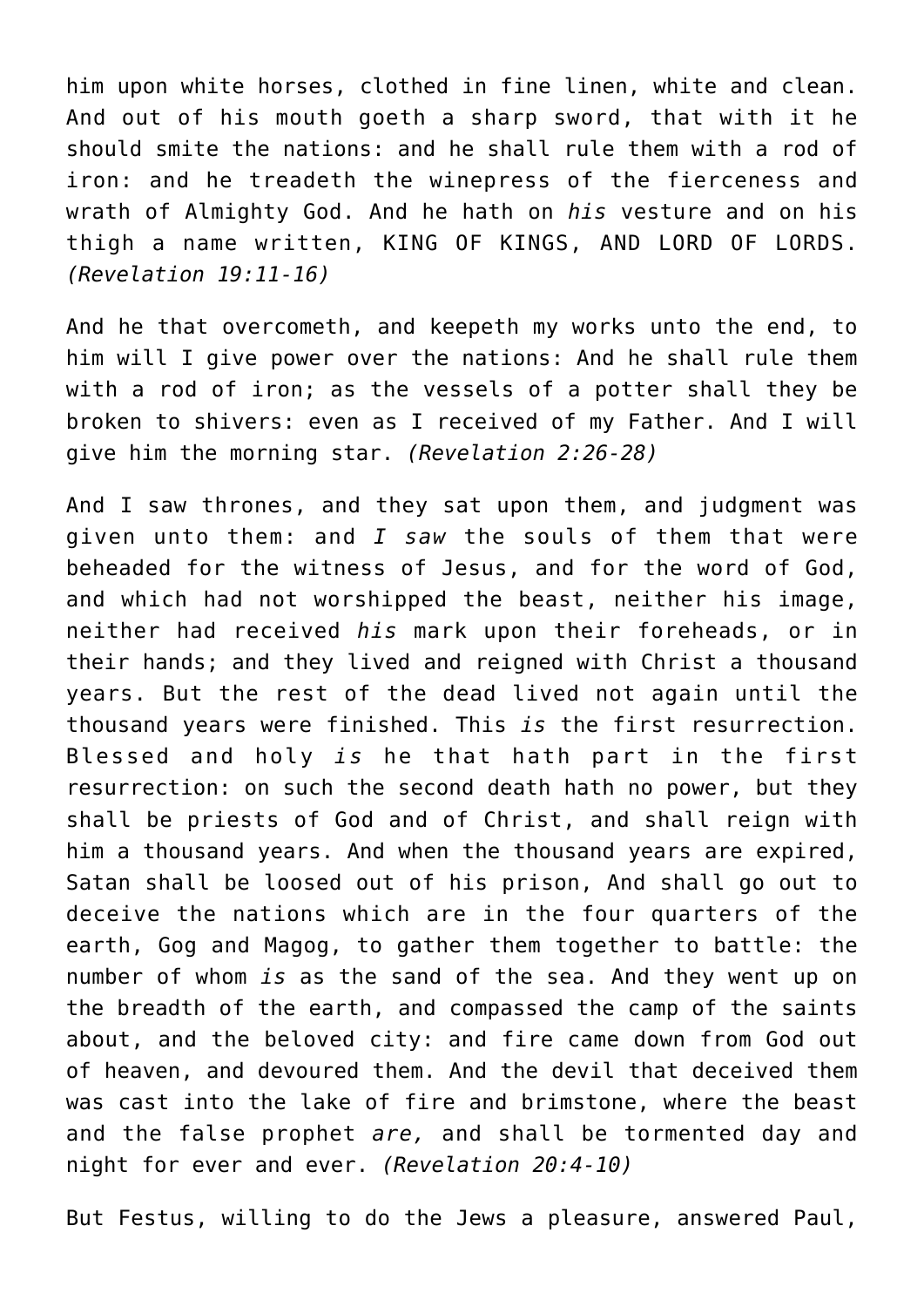him upon white horses, clothed in fine linen, white and clean. And out of his mouth goeth a sharp sword, that with it he should smite the nations: and he shall rule them with a rod of iron: and he treadeth the winepress of the fierceness and wrath of Almighty God. And he hath on *his* vesture and on his thigh a name written, KING OF KINGS, AND LORD OF LORDS. *(Revelation 19:11-16)*

And he that overcometh, and keepeth my works unto the end, to him will I give power over the nations: And he shall rule them with a rod of iron; as the vessels of a potter shall they be broken to shivers: even as I received of my Father. And I will give him the morning star. *(Revelation 2:26-28)*

And I saw thrones, and they sat upon them, and judgment was given unto them: and *I saw* the souls of them that were beheaded for the witness of Jesus, and for the word of God, and which had not worshipped the beast, neither his image, neither had received *his* mark upon their foreheads, or in their hands; and they lived and reigned with Christ a thousand years. But the rest of the dead lived not again until the thousand years were finished. This *is* the first resurrection. Blessed and holy *is* he that hath part in the first resurrection: on such the second death hath no power, but they shall be priests of God and of Christ, and shall reign with him a thousand years. And when the thousand years are expired, Satan shall be loosed out of his prison, And shall go out to deceive the nations which are in the four quarters of the earth, Gog and Magog, to gather them together to battle: the number of whom *is* as the sand of the sea. And they went up on the breadth of the earth, and compassed the camp of the saints about, and the beloved city: and fire came down from God out of heaven, and devoured them. And the devil that deceived them was cast into the lake of fire and brimstone, where the beast and the false prophet *are,* and shall be tormented day and night for ever and ever. *(Revelation 20:4-10)*

But Festus, willing to do the Jews a pleasure, answered Paul,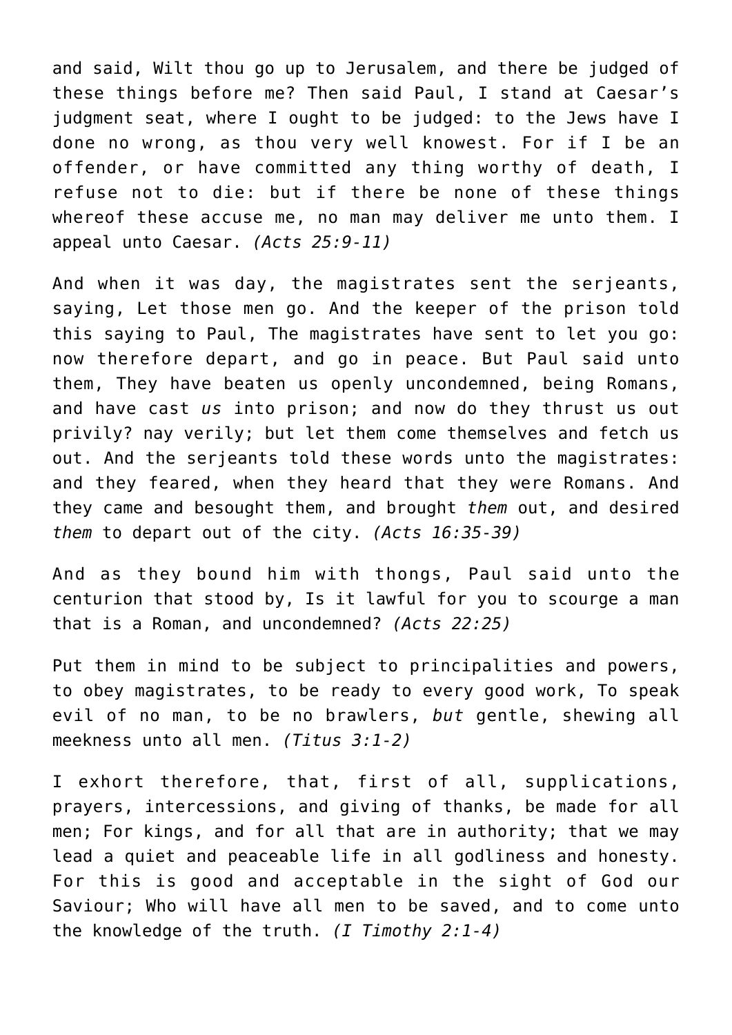and said, Wilt thou go up to Jerusalem, and there be judged of these things before me? Then said Paul, I stand at Caesar's judgment seat, where I ought to be judged: to the Jews have I done no wrong, as thou very well knowest. For if I be an offender, or have committed any thing worthy of death, I refuse not to die: but if there be none of these things whereof these accuse me, no man may deliver me unto them. I appeal unto Caesar. *(Acts 25:9-11)*

And when it was day, the magistrates sent the serjeants, saying, Let those men go. And the keeper of the prison told this saying to Paul, The magistrates have sent to let you go: now therefore depart, and go in peace. But Paul said unto them, They have beaten us openly uncondemned, being Romans, and have cast *us* into prison; and now do they thrust us out privily? nay verily; but let them come themselves and fetch us out. And the serjeants told these words unto the magistrates: and they feared, when they heard that they were Romans. And they came and besought them, and brought *them* out, and desired *them* to depart out of the city. *(Acts 16:35-39)*

And as they bound him with thongs, Paul said unto the centurion that stood by, Is it lawful for you to scourge a man that is a Roman, and uncondemned? *(Acts 22:25)*

Put them in mind to be subject to principalities and powers, to obey magistrates, to be ready to every good work, To speak evil of no man, to be no brawlers, *but* gentle, shewing all meekness unto all men. *(Titus 3:1-2)*

I exhort therefore, that, first of all, supplications, prayers, intercessions, and giving of thanks, be made for all men; For kings, and for all that are in authority; that we may lead a quiet and peaceable life in all godliness and honesty. For this is good and acceptable in the sight of God our Saviour; Who will have all men to be saved, and to come unto the knowledge of the truth. *(I Timothy 2:1-4)*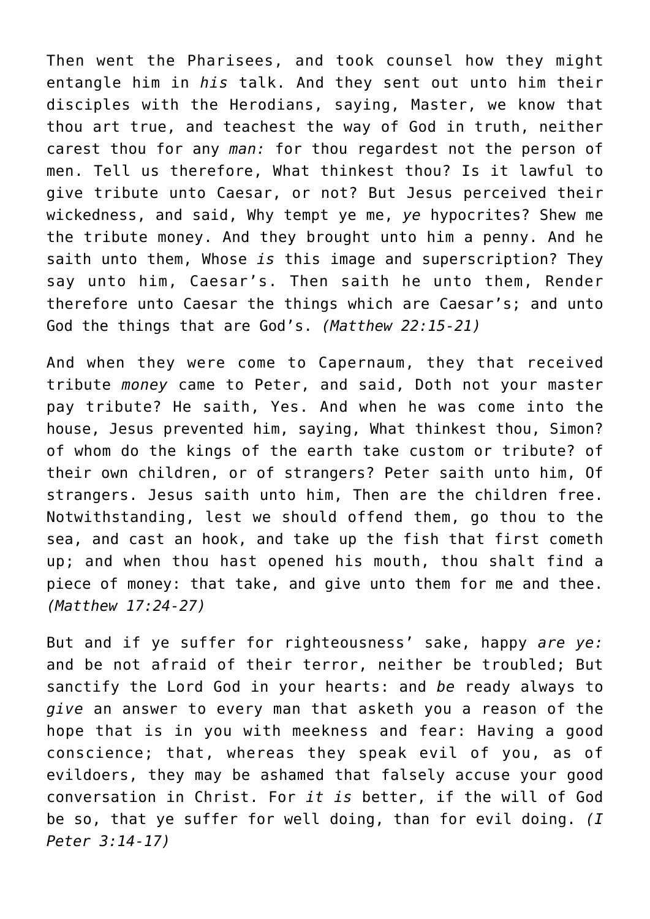Then went the Pharisees, and took counsel how they might entangle him in *his* talk. And they sent out unto him their disciples with the Herodians, saying, Master, we know that thou art true, and teachest the way of God in truth, neither carest thou for any *man:* for thou regardest not the person of men. Tell us therefore, What thinkest thou? Is it lawful to give tribute unto Caesar, or not? But Jesus perceived their wickedness, and said, Why tempt ye me, *ye* hypocrites? Shew me the tribute money. And they brought unto him a penny. And he saith unto them, Whose *is* this image and superscription? They say unto him, Caesar's. Then saith he unto them, Render therefore unto Caesar the things which are Caesar's; and unto God the things that are God's. *(Matthew 22:15-21)*

And when they were come to Capernaum, they that received tribute *money* came to Peter, and said, Doth not your master pay tribute? He saith, Yes. And when he was come into the house, Jesus prevented him, saying, What thinkest thou, Simon? of whom do the kings of the earth take custom or tribute? of their own children, or of strangers? Peter saith unto him, Of strangers. Jesus saith unto him, Then are the children free. Notwithstanding, lest we should offend them, go thou to the sea, and cast an hook, and take up the fish that first cometh up; and when thou hast opened his mouth, thou shalt find a piece of money: that take, and give unto them for me and thee. *(Matthew 17:24-27)*

But and if ye suffer for righteousness' sake, happy *are ye:* and be not afraid of their terror, neither be troubled; But sanctify the Lord God in your hearts: and *be* ready always to *give* an answer to every man that asketh you a reason of the hope that is in you with meekness and fear: Having a good conscience; that, whereas they speak evil of you, as of evildoers, they may be ashamed that falsely accuse your good conversation in Christ. For *it is* better, if the will of God be so, that ye suffer for well doing, than for evil doing. *(I Peter 3:14-17)*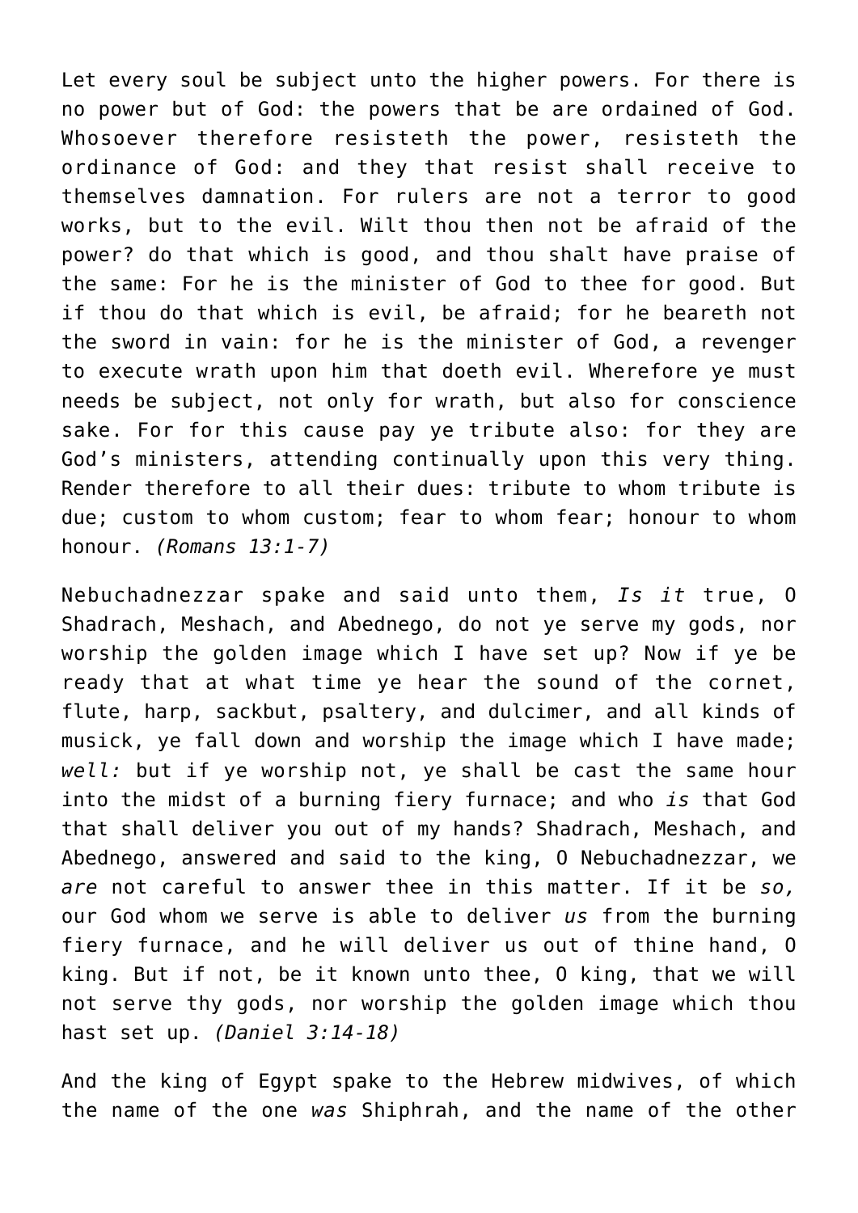Let every soul be subject unto the higher powers. For there is no power but of God: the powers that be are ordained of God. Whosoever therefore resisteth the power, resisteth the ordinance of God: and they that resist shall receive to themselves damnation. For rulers are not a terror to good works, but to the evil. Wilt thou then not be afraid of the power? do that which is good, and thou shalt have praise of the same: For he is the minister of God to thee for good. But if thou do that which is evil, be afraid; for he beareth not the sword in vain: for he is the minister of God, a revenger to execute wrath upon him that doeth evil. Wherefore ye must needs be subject, not only for wrath, but also for conscience sake. For for this cause pay ye tribute also: for they are God's ministers, attending continually upon this very thing. Render therefore to all their dues: tribute to whom tribute is due; custom to whom custom; fear to whom fear; honour to whom honour. *(Romans 13:1-7)*

Nebuchadnezzar spake and said unto them, *Is it* true, O Shadrach, Meshach, and Abednego, do not ye serve my gods, nor worship the golden image which I have set up? Now if ye be ready that at what time ye hear the sound of the cornet, flute, harp, sackbut, psaltery, and dulcimer, and all kinds of musick, ye fall down and worship the image which I have made; *well:* but if ye worship not, ye shall be cast the same hour into the midst of a burning fiery furnace; and who *is* that God that shall deliver you out of my hands? Shadrach, Meshach, and Abednego, answered and said to the king, O Nebuchadnezzar, we *are* not careful to answer thee in this matter. If it be *so,* our God whom we serve is able to deliver *us* from the burning fiery furnace, and he will deliver us out of thine hand, O king. But if not, be it known unto thee, O king, that we will not serve thy gods, nor worship the golden image which thou hast set up. *(Daniel 3:14-18)*

And the king of Egypt spake to the Hebrew midwives, of which the name of the one *was* Shiphrah, and the name of the other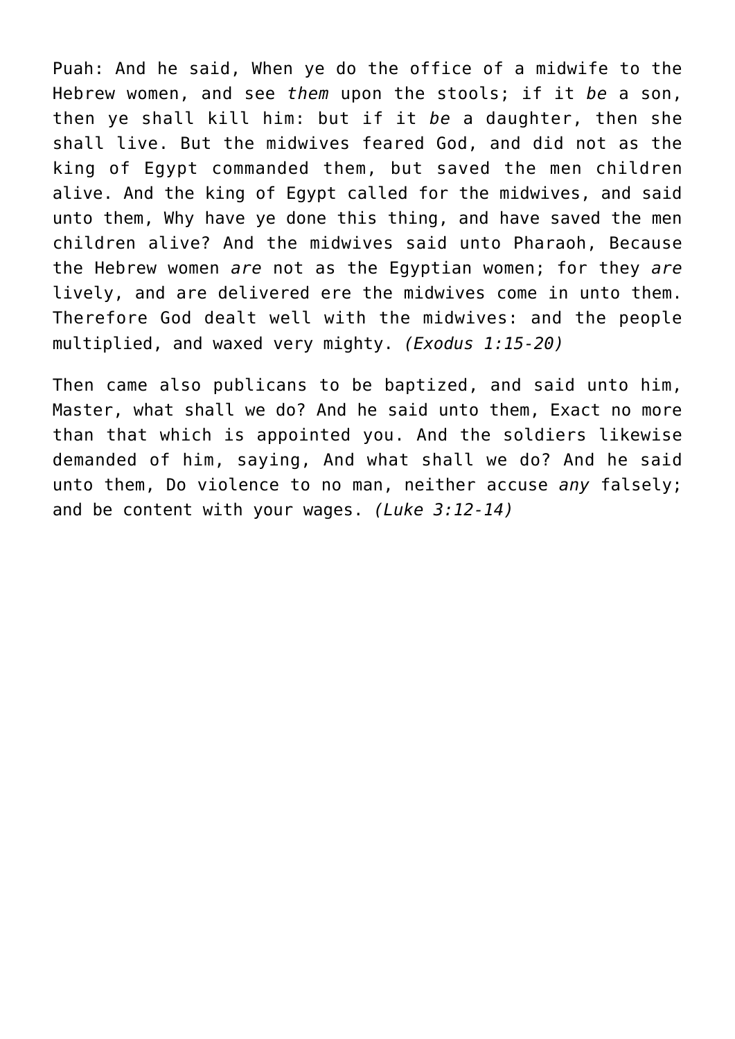Puah: And he said, When ye do the office of a midwife to the Hebrew women, and see *them* upon the stools; if it *be* a son, then ye shall kill him: but if it *be* a daughter, then she shall live. But the midwives feared God, and did not as the king of Egypt commanded them, but saved the men children alive. And the king of Egypt called for the midwives, and said unto them, Why have ye done this thing, and have saved the men children alive? And the midwives said unto Pharaoh, Because the Hebrew women *are* not as the Egyptian women; for they *are* lively, and are delivered ere the midwives come in unto them. Therefore God dealt well with the midwives: and the people multiplied, and waxed very mighty. *(Exodus 1:15-20)*

Then came also publicans to be baptized, and said unto him, Master, what shall we do? And he said unto them, Exact no more than that which is appointed you. And the soldiers likewise demanded of him, saying, And what shall we do? And he said unto them, Do violence to no man, neither accuse *any* falsely; and be content with your wages. *(Luke 3:12-14)*